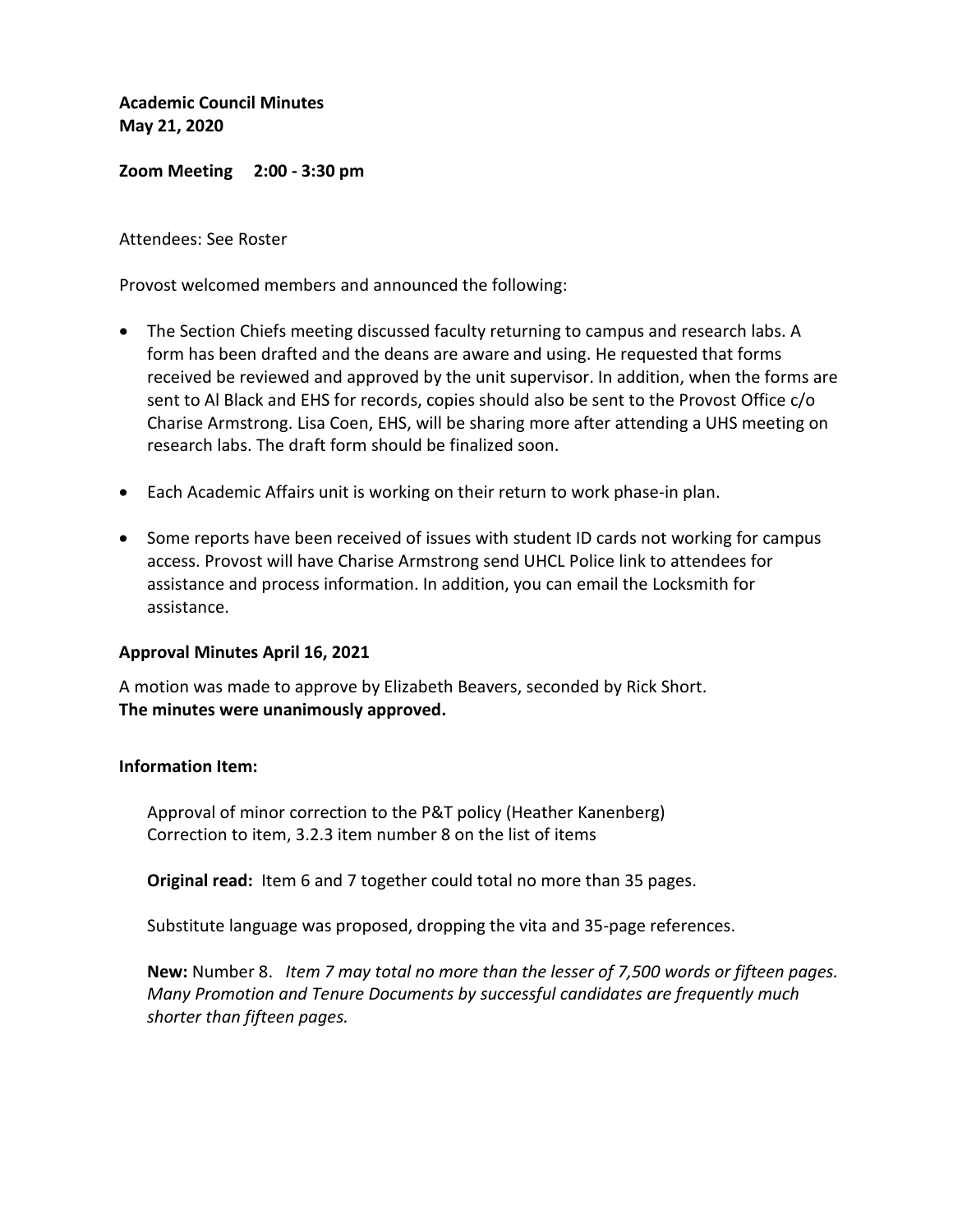**Academic Council Minutes**
**May 21, 2020**

**Zoom Meeting 2:00 - 3:30 pm**

Attendees: See Roster

Provost welcomed members and announced the following:

- The Section Chiefs meeting discussed faculty returning to campus and research labs. A form has been drafted and the deans are aware and using. He requested that forms received be reviewed and approved by the unit supervisor. In addition, when the forms are sent to Al Black and EHS for records, copies should also be sent to the Provost Office c/o Charise Armstrong. Lisa Coen, EHS, will be sharing more after attending a UHS meeting on research labs. The draft form should be finalized soon.
- Each Academic Affairs unit is working on their return to work phase-in plan.
- Some reports have been received of issues with student ID cards not working for campus access. Provost will have Charise Armstrong send UHCL Police link to attendees for assistance and process information. In addition, you can email the Locksmith for assistance.

**Approval Minutes April 16, 2021**

A motion was made to approve by Elizabeth Beavers, seconded by Rick Short.
**The minutes were unanimously approved.**

**Information Item:**

Approval of minor correction to the P&T policy (Heather Kanenberg)
Correction to item, 3.2.3 item number 8 on the list of items

**Original read:** Item 6 and 7 together could total no more than 35 pages.

Substitute language was proposed, dropping the vita and 35-page references.

**New:** Number 8. *Item 7 may total no more than the lesser of 7,500 words or fifteen pages. Many Promotion and Tenure Documents by successful candidates are frequently much shorter than fifteen pages.*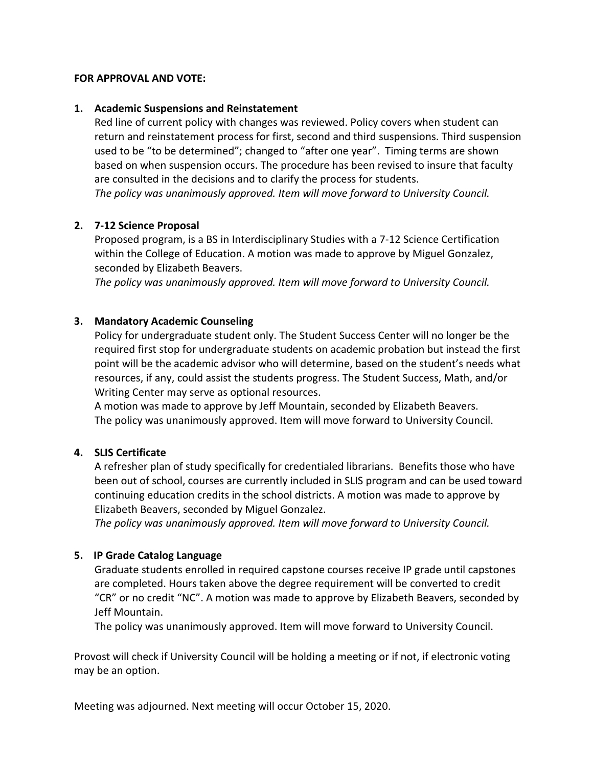**FOR APPROVAL AND VOTE:**

1. **Academic Suspensions and Reinstatement**

   Red line of current policy with changes was reviewed. Policy covers when student can return and reinstatement process for first, second and third suspensions. Third suspension used to be "to be determined"; changed to "after one year". Timing terms are shown based on when suspension occurs. The procedure has been revised to insure that faculty are consulted in the decisions and to clarify the process for students.

   *The policy was unanimously approved. Item will move forward to University Council.*

2. **7-12 Science Proposal**

   Proposed program, is a BS in Interdisciplinary Studies with a 7-12 Science Certification within the College of Education. A motion was made to approve by Miguel Gonzalez, seconded by Elizabeth Beavers.

   *The policy was unanimously approved. Item will move forward to University Council.*

3. **Mandatory Academic Counseling**

   Policy for undergraduate student only. The Student Success Center will no longer be the required first stop for undergraduate students on academic probation but instead the first point will be the academic advisor who will determine, based on the student's needs what resources, if any, could assist the students progress. The Student Success, Math, and/or Writing Center may serve as optional resources.

   A motion was made to approve by Jeff Mountain, seconded by Elizabeth Beavers.

   The policy was unanimously approved. Item will move forward to University Council.

4. **SLIS Certificate**

   A refresher plan of study specifically for credentialed librarians. Benefits those who have been out of school, courses are currently included in SLIS program and can be used toward continuing education credits in the school districts. A motion was made to approve by Elizabeth Beavers, seconded by Miguel Gonzalez.

   *The policy was unanimously approved. Item will move forward to University Council.*

5. **IP Grade Catalog Language**

   Graduate students enrolled in required capstone courses receive IP grade until capstones are completed. Hours taken above the degree requirement will be converted to credit "CR" or no credit "NC". A motion was made to approve by Elizabeth Beavers, seconded by Jeff Mountain.

   The policy was unanimously approved. Item will move forward to University Council.

Provost will check if University Council will be holding a meeting or if not, if electronic voting may be an option.

Meeting was adjourned. Next meeting will occur October 15, 2020.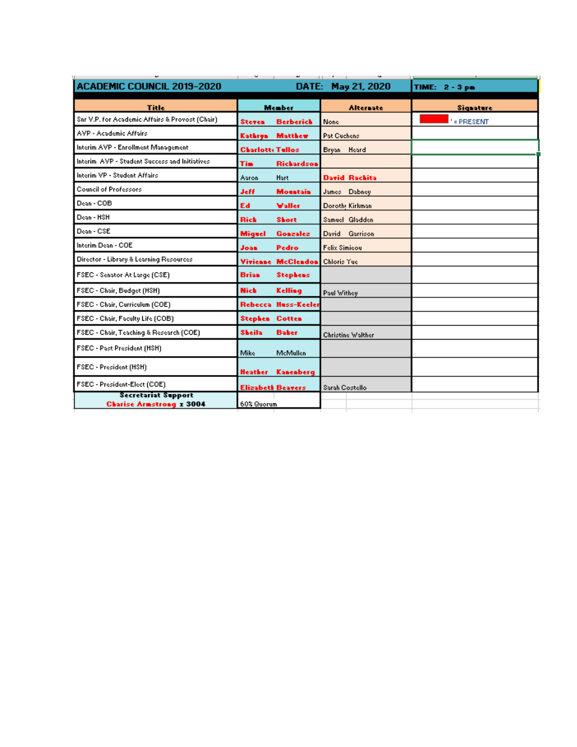| ACADEMIC COUNCIL 2019-2020 | DATE: May 21, 2020 | | TIME: 2 - 3 pm |
|---|---|---|---|
| **Title** | **Member** | **Alternate** | **Signature** |
| Snr V.P. for Academic Affairs & Provost (Chair) | **Steven Berberich** | None | ' = PRESENT |
| AVP - Academic Affairs | **Kathryn Matthew** | Pat Cuchens | |
| Interim AVP - Enrollment Management | **Charlotte Tullos** | Bryan Heard | |
| Interim AVP - Student Success and Initiatives | **Tim Richardson** | | |
| Interim VP - Student Affairs | Aaron Hart | **David Rachita** | |
| Council of Professors | **Jeff Mountain** | James Dabney | |
| Dean - COB | **Ed Waller** | Dorothy Kirkman | |
| Dean - HSH | **Rick Short** | Samuel Gladden | |
| Dean - CSE | **Miguel Gonzalez** | David Garrison | |
| Interim Dean - COE | **Joan Pedro** | Felix Simieou | |
| Director - Library & Learning Resources | **Vivienne McClendon** | Chloris Yue | |
| FSEC - Senator At Large (CSE) | **Brian Stephens** | | |
| FSEC - Chair, Budget (HSH) | **Nick Kelling** | Paul Withey | |
| FSEC - Chair, Curriculum (COE) | **Rebecca Huss-Keeler** | | |
| FSEC - Chair, Faculty Life (COB) | **Stephen Cotten** | | |
| FSEC - Chair, Teaching & Research (COE) | **Sheila Baker** | Christine Walther | |
| FSEC - Past President (HSH) | Mike McMullen | | |
| FSEC - President (HSH) | **Heather Kanenberg** | | |
| FSEC - President-Elect (COE) | **Elizabeth Beavers** | Sarah Costello | |
| **Secretariat Support** **Charise Armstrong x 3004** | 60% Quorum | | |